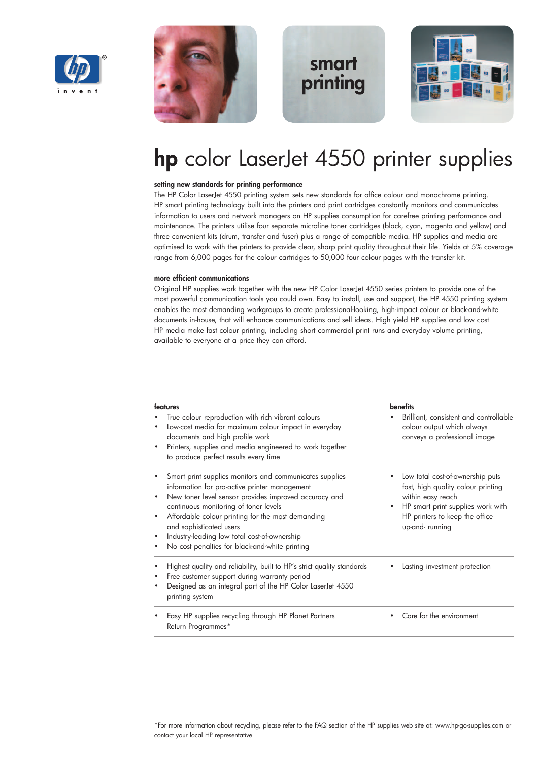# **hp** color LaserJet 4550 printer supplies

**setting new standards for printing performance**

The HP Color LaserJet 4550 printing system sets new standards for office colour and monochrome printing. HP smart printing technology built into the printers and print cartridges constantly monitors and communicates information to users and network managers on HP supplies consumption for carefree printing performance and maintenance. The printers utilise four separate microfine toner cartridges (black, cyan, magenta and yellow) and three convenient kits (drum, transfer and fuser) plus a range of compatible media. HP supplies and media are optimised to work with the printers to provide clear, sharp print quality throughout their life. Yields at 5% coverage range from 6,000 pages for the colour cartridges to 50,000 four colour pages with the transfer kit.

**more efficient communications**

Original HP supplies work together with the new HP Color LaserJet 4550 series printers to provide one of the most powerful communication tools you could own. Easy to install, use and support, the HP 4550 printing system enables the most demanding workgroups to create professional-looking, high-impact colour or black-and-white documents in-house, that will enhance communications and sell ideas. High yield HP supplies and low cost HP media make fast colour printing, including short commercial print runs and everyday volume printing, available to everyone at a price they can afford.

| features | benefits |
|---|---|
| • True colour reproduction with rich vibrant colours<br>• Low-cost media for maximum colour impact in everyday documents and high profile work<br>• Printers, supplies and media engineered to work together to produce perfect results every time | • Brilliant, consistent and controllable colour output which always conveys a professional image |
| • Smart print supplies monitors and communicates supplies information for pro-active printer management<br>• New toner level sensor provides improved accuracy and continuous monitoring of toner levels<br>• Affordable colour printing for the most demanding and sophisticated users<br>• Industry-leading low total cost-of-ownership<br>• No cost penalties for black-and-white printing | • Low total cost-of-ownership puts fast, high quality colour printing within easy reach<br>• HP smart print supplies work with HP printers to keep the office up-and- running |
| • Highest quality and reliability, built to HP's strict quality standards<br>• Free customer support during warranty period<br>• Designed as an integral part of the HP Color LaserJet 4550 printing system | • Lasting investment protection |
| • Easy HP supplies recycling through HP Planet Partners Return Programmes* | • Care for the environment |

*For more information about recycling, please refer to the FAQ section of the HP supplies web site at: www.hp-go-supplies.com or contact your local HP representative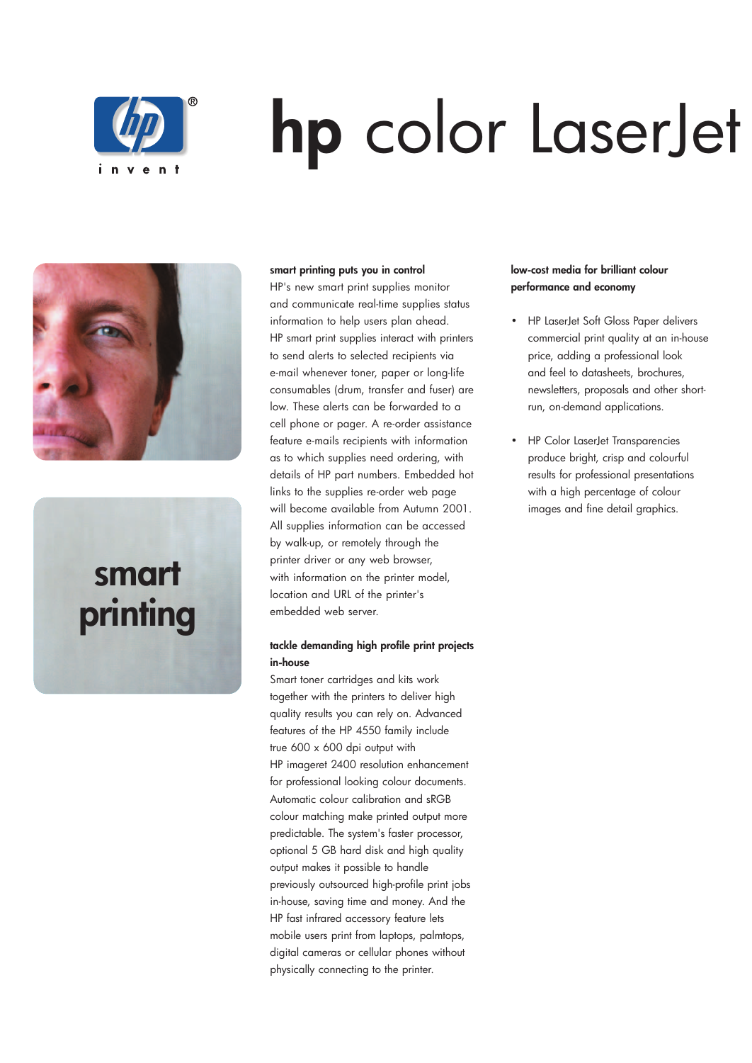# hp color LaserJet

## smart printing

### smart printing puts you in control

HP's new smart print supplies monitor and communicate real-time supplies status information to help users plan ahead. HP smart print supplies interact with printers to send alerts to selected recipients via e-mail whenever toner, paper or long-life consumables (drum, transfer and fuser) are low. These alerts can be forwarded to a cell phone or pager. A re-order assistance feature e-mails recipients with information as to which supplies need ordering, with details of HP part numbers. Embedded hot links to the supplies re-order web page will become available from Autumn 2001. All supplies information can be accessed by walk-up, or remotely through the printer driver or any web browser, with information on the printer model, location and URL of the printer's embedded web server.

### tackle demanding high profile print projects in-house

Smart toner cartridges and kits work together with the printers to deliver high quality results you can rely on. Advanced features of the HP 4550 family include true 600 x 600 dpi output with HP imageret 2400 resolution enhancement for professional looking colour documents. Automatic colour calibration and sRGB colour matching make printed output more predictable. The system's faster processor, optional 5 GB hard disk and high quality output makes it possible to handle previously outsourced high-profile print jobs in-house, saving time and money. And the HP fast infrared accessory feature lets mobile users print from laptops, palmtops, digital cameras or cellular phones without physically connecting to the printer.

### low-cost media for brilliant colour performance and economy

- HP LaserJet Soft Gloss Paper delivers commercial print quality at an in-house price, adding a professional look and feel to datasheets, brochures, newsletters, proposals and other short-run, on-demand applications.
- HP Color LaserJet Transparencies produce bright, crisp and colourful results for professional presentations with a high percentage of colour images and fine detail graphics.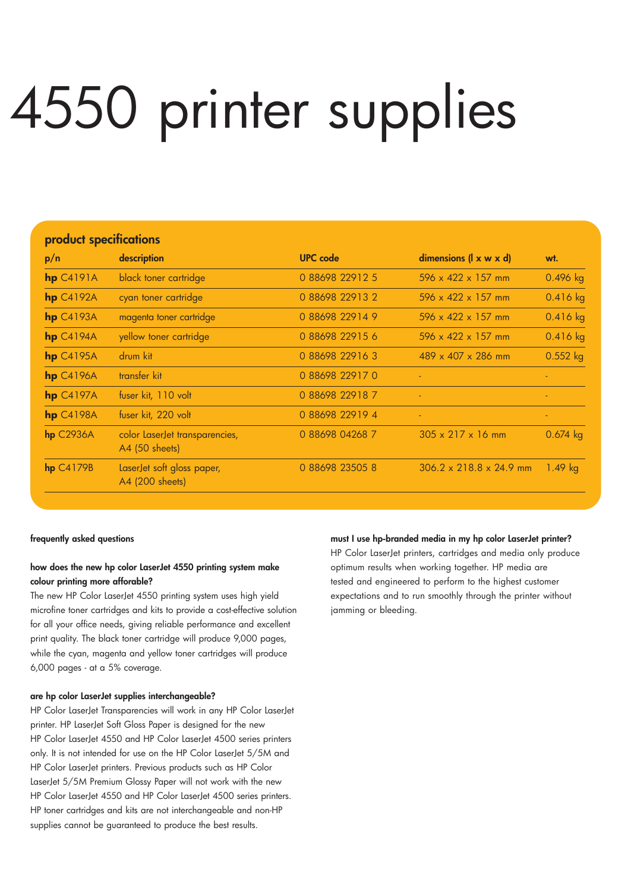# 4550 printer supplies

## product specifications

| p/n | description | UPC code | dimensions (l x w x d) | wt. |
|---|---|---|---|---|
| **hp** C4191A | black toner cartridge | 0 88698 22912 5 | 596 x 422 x 157 mm | 0.496 kg |
| **hp** C4192A | cyan toner cartridge | 0 88698 22913 2 | 596 x 422 x 157 mm | 0.416 kg |
| **hp** C4193A | magenta toner cartridge | 0 88698 22914 9 | 596 x 422 x 157 mm | 0.416 kg |
| **hp** C4194A | yellow toner cartridge | 0 88698 22915 6 | 596 x 422 x 157 mm | 0.416 kg |
| **hp** C4195A | drum kit | 0 88698 22916 3 | 489 x 407 x 286 mm | 0.552 kg |
| **hp** C4196A | transfer kit | 0 88698 22917 0 | - | - |
| **hp** C4197A | fuser kit, 110 volt | 0 88698 22918 7 | - | - |
| **hp** C4198A | fuser kit, 220 volt | 0 88698 22919 4 | - | - |
| **hp** C2936A | color LaserJet transparencies, A4 (50 sheets) | 0 88698 04268 7 | 305 x 217 x 16 mm | 0.674 kg |
| **hp** C4179B | LaserJet soft gloss paper, A4 (200 sheets) | 0 88698 23505 8 | 306.2 x 218.8 x 24.9 mm | 1.49 kg |

### frequently asked questions

**how does the new hp color LaserJet 4550 printing system make colour printing more afforable?**

The new HP Color LaserJet 4550 printing system uses high yield microfine toner cartridges and kits to provide a cost-effective solution for all your office needs, giving reliable performance and excellent print quality. The black toner cartridge will produce 9,000 pages, while the cyan, magenta and yellow toner cartridges will produce 6,000 pages - at a 5% coverage.

**are hp color LaserJet supplies interchangeable?**

HP Color LaserJet Transparencies will work in any HP Color LaserJet printer. HP LaserJet Soft Gloss Paper is designed for the new HP Color LaserJet 4550 and HP Color LaserJet 4500 series printers only. It is not intended for use on the HP Color LaserJet 5/5M and HP Color LaserJet printers. Previous products such as HP Color LaserJet 5/5M Premium Glossy Paper will not work with the new HP Color LaserJet 4550 and HP Color LaserJet 4500 series printers. HP toner cartridges and kits are not interchangeable and non-HP supplies cannot be guaranteed to produce the best results.

**must I use hp-branded media in my hp color LaserJet printer?**

HP Color LaserJet printers, cartridges and media only produce optimum results when working together. HP media are tested and engineered to perform to the highest customer expectations and to run smoothly through the printer without jamming or bleeding.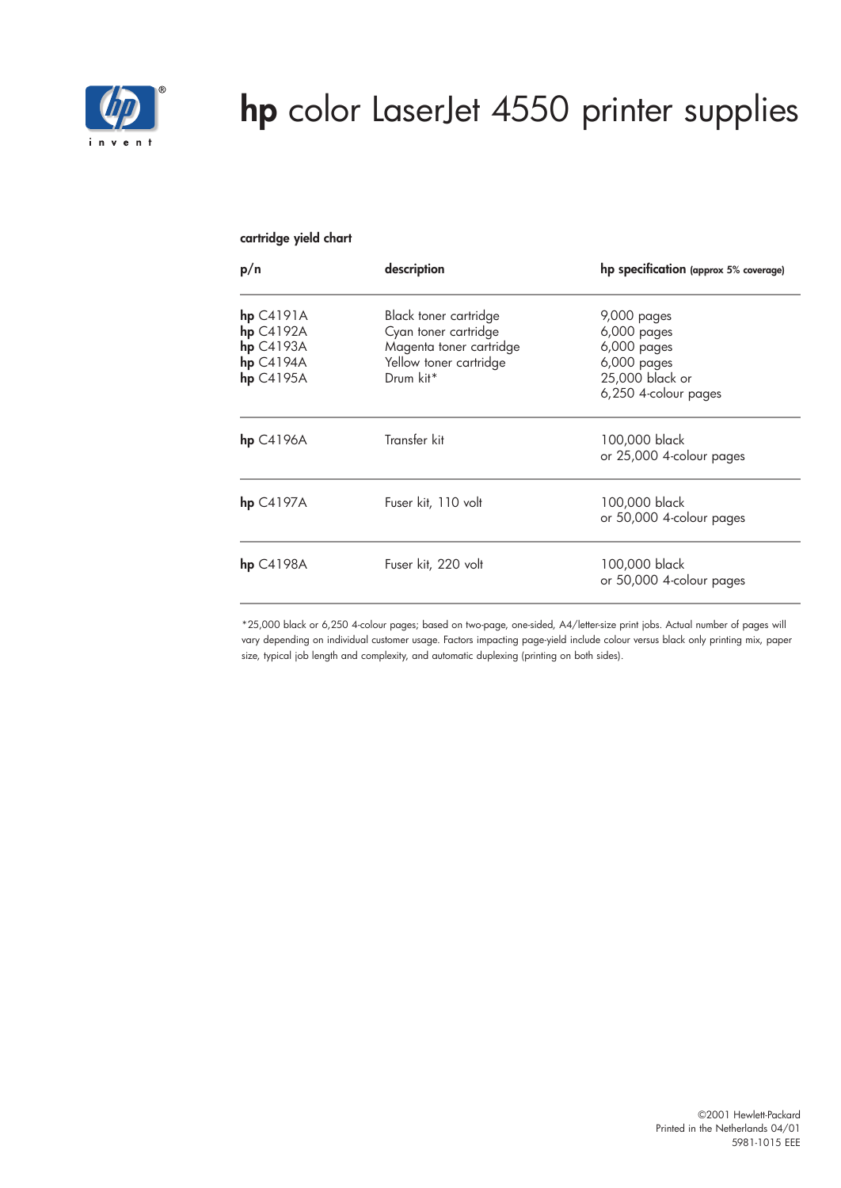# **hp** color LaserJet 4550 printer supplies

**cartridge yield chart**

| p/n | description | hp specification (approx 5% coverage) |
|---|---|---|
| **hp** C4191A | Black toner cartridge | 9,000 pages |
| **hp** C4192A | Cyan toner cartridge | 6,000 pages |
| **hp** C4193A | Magenta toner cartridge | 6,000 pages |
| **hp** C4194A | Yellow toner cartridge | 6,000 pages |
| **hp** C4195A | Drum kit* | 25,000 black or 6,250 4-colour pages |
| **hp** C4196A | Transfer kit | 100,000 black or 25,000 4-colour pages |
| **hp** C4197A | Fuser kit, 110 volt | 100,000 black or 50,000 4-colour pages |
| **hp** C4198A | Fuser kit, 220 volt | 100,000 black or 50,000 4-colour pages |

*25,000 black or 6,250 4-colour pages; based on two-page, one-sided, A4/letter-size print jobs. Actual number of pages will vary depending on individual customer usage. Factors impacting page-yield include colour versus black only printing mix, paper size, typical job length and complexity, and automatic duplexing (printing on both sides).

©2001 Hewlett-Packard
Printed in the Netherlands 04/01
5981-1015 EEE